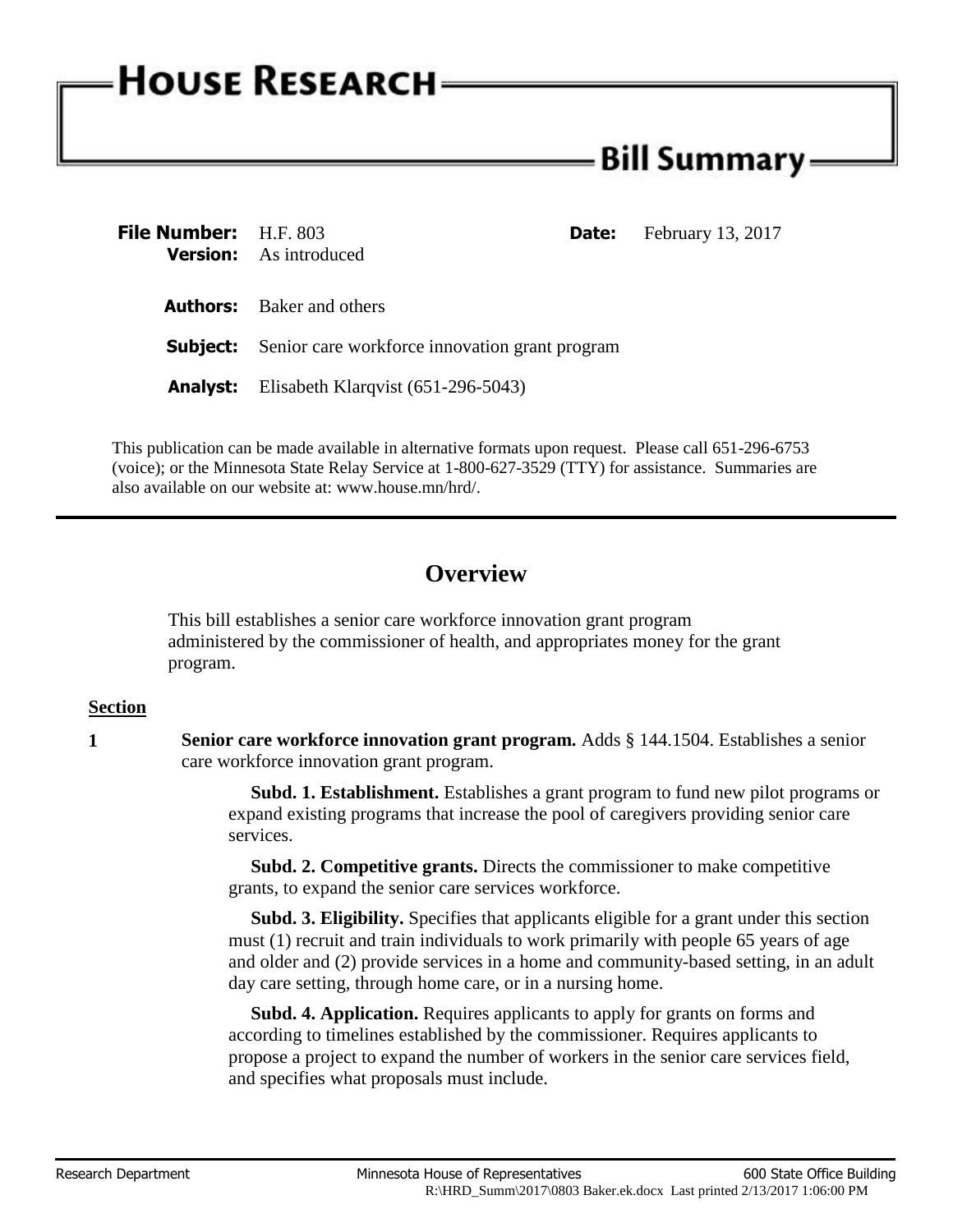# HOUSE RESEARCH

## Bill Summary

**File Number:** H.F. 803 **Date:** February 13, 2017

**Version:** As introduced

**Authors:** Baker and others

**Subject:** Senior care workforce innovation grant program

**Analyst:** Elisabeth Klarqvist (651-296-5043)

This publication can be made available in alternative formats upon request. Please call 651-296-6753 (voice); or the Minnesota State Relay Service at 1-800-627-3529 (TTY) for assistance. Summaries are also available on our website at: www.house.mn/hrd/.

---

## Overview

This bill establishes a senior care workforce innovation grant program administered by the commissioner of health, and appropriates money for the grant program.

**Section**

**1** **Senior care workforce innovation grant program.** Adds § 144.1504. Establishes a senior care workforce innovation grant program.

**Subd. 1. Establishment.** Establishes a grant program to fund new pilot programs or expand existing programs that increase the pool of caregivers providing senior care services.

**Subd. 2. Competitive grants.** Directs the commissioner to make competitive grants, to expand the senior care services workforce.

**Subd. 3. Eligibility.** Specifies that applicants eligible for a grant under this section must (1) recruit and train individuals to work primarily with people 65 years of age and older and (2) provide services in a home and community-based setting, in an adult day care setting, through home care, or in a nursing home.

**Subd. 4. Application.** Requires applicants to apply for grants on forms and according to timelines established by the commissioner. Requires applicants to propose a project to expand the number of workers in the senior care services field, and specifies what proposals must include.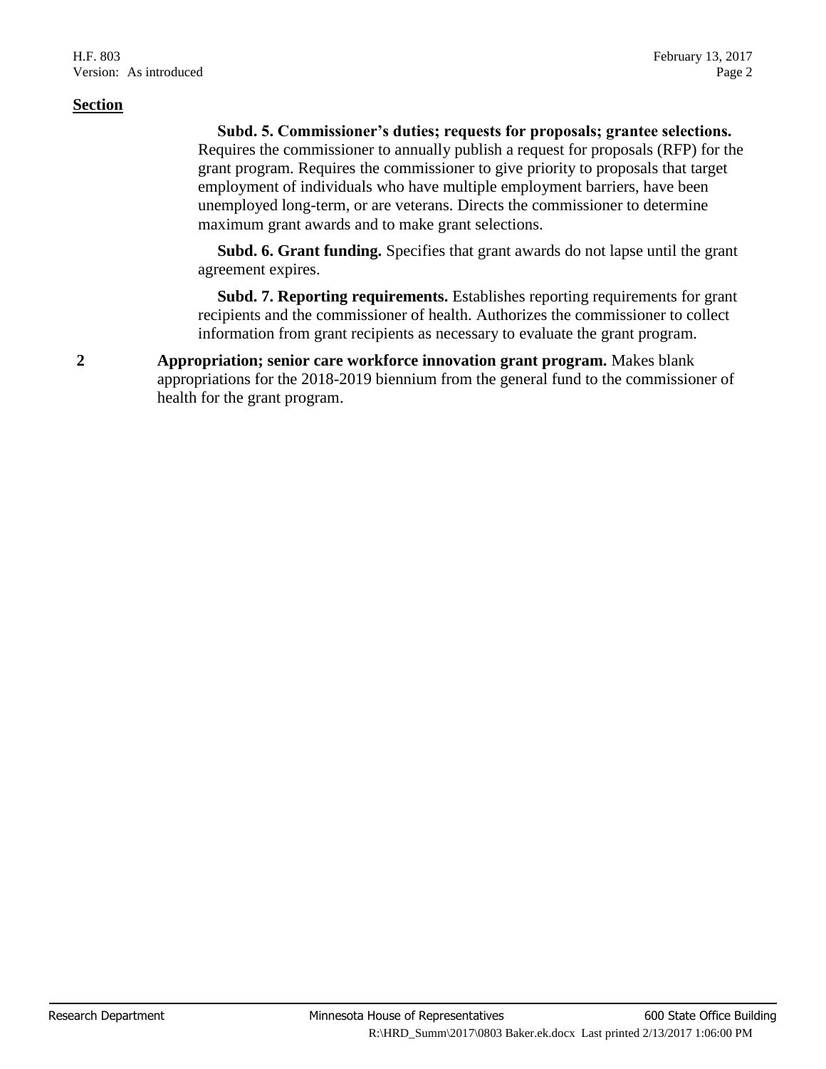**Section**

**Subd. 5. Commissioner's duties; requests for proposals; grantee selections.** Requires the commissioner to annually publish a request for proposals (RFP) for the grant program. Requires the commissioner to give priority to proposals that target employment of individuals who have multiple employment barriers, have been unemployed long-term, or are veterans. Directs the commissioner to determine maximum grant awards and to make grant selections.

**Subd. 6. Grant funding.** Specifies that grant awards do not lapse until the grant agreement expires.

**Subd. 7. Reporting requirements.** Establishes reporting requirements for grant recipients and the commissioner of health. Authorizes the commissioner to collect information from grant recipients as necessary to evaluate the grant program.

**2** **Appropriation; senior care workforce innovation grant program.** Makes blank appropriations for the 2018-2019 biennium from the general fund to the commissioner of health for the grant program.